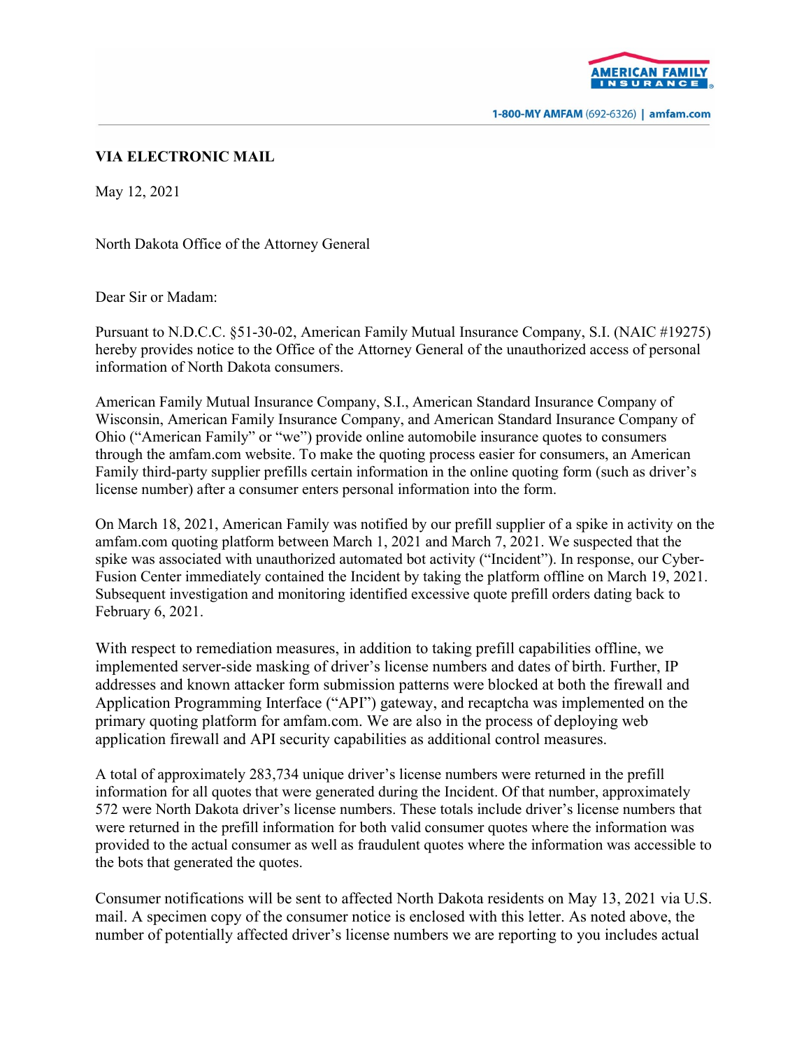**VIA ELECTRONIC MAIL**

May 12, 2021

North Dakota Office of the Attorney General

Dear Sir or Madam:

Pursuant to N.D.C.C. §51-30-02, American Family Mutual Insurance Company, S.I. (NAIC #19275) hereby provides notice to the Office of the Attorney General of the unauthorized access of personal information of North Dakota consumers.

American Family Mutual Insurance Company, S.I., American Standard Insurance Company of Wisconsin, American Family Insurance Company, and American Standard Insurance Company of Ohio ("American Family" or "we") provide online automobile insurance quotes to consumers through the amfam.com website. To make the quoting process easier for consumers, an American Family third-party supplier prefills certain information in the online quoting form (such as driver's license number) after a consumer enters personal information into the form.

On March 18, 2021, American Family was notified by our prefill supplier of a spike in activity on the amfam.com quoting platform between March 1, 2021 and March 7, 2021. We suspected that the spike was associated with unauthorized automated bot activity ("Incident"). In response, our Cyber-Fusion Center immediately contained the Incident by taking the platform offline on March 19, 2021. Subsequent investigation and monitoring identified excessive quote prefill orders dating back to February 6, 2021.

With respect to remediation measures, in addition to taking prefill capabilities offline, we implemented server-side masking of driver's license numbers and dates of birth. Further, IP addresses and known attacker form submission patterns were blocked at both the firewall and Application Programming Interface ("API") gateway, and recaptcha was implemented on the primary quoting platform for amfam.com. We are also in the process of deploying web application firewall and API security capabilities as additional control measures.

A total of approximately 283,734 unique driver's license numbers were returned in the prefill information for all quotes that were generated during the Incident. Of that number, approximately 572 were North Dakota driver's license numbers. These totals include driver's license numbers that were returned in the prefill information for both valid consumer quotes where the information was provided to the actual consumer as well as fraudulent quotes where the information was accessible to the bots that generated the quotes.

Consumer notifications will be sent to affected North Dakota residents on May 13, 2021 via U.S. mail. A specimen copy of the consumer notice is enclosed with this letter. As noted above, the number of potentially affected driver's license numbers we are reporting to you includes actual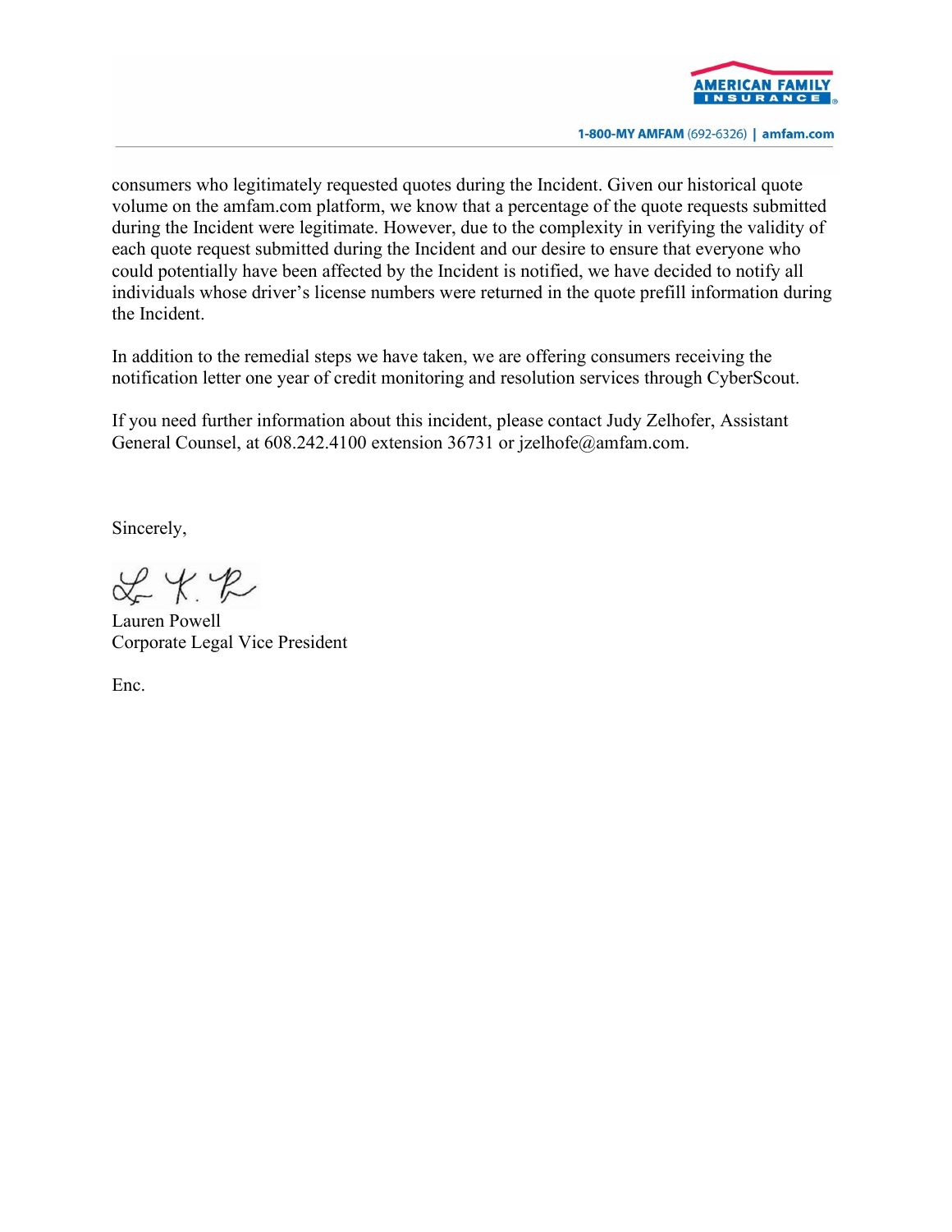consumers who legitimately requested quotes during the Incident. Given our historical quote volume on the amfam.com platform, we know that a percentage of the quote requests submitted during the Incident were legitimate. However, due to the complexity in verifying the validity of each quote request submitted during the Incident and our desire to ensure that everyone who could potentially have been affected by the Incident is notified, we have decided to notify all individuals whose driver's license numbers were returned in the quote prefill information during the Incident.

In addition to the remedial steps we have taken, we are offering consumers receiving the notification letter one year of credit monitoring and resolution services through CyberScout.

If you need further information about this incident, please contact Judy Zelhofer, Assistant General Counsel, at 608.242.4100 extension 36731 or jzelhofe@amfam.com.

Sincerely,

Lauren Powell
Corporate Legal Vice President

Enc.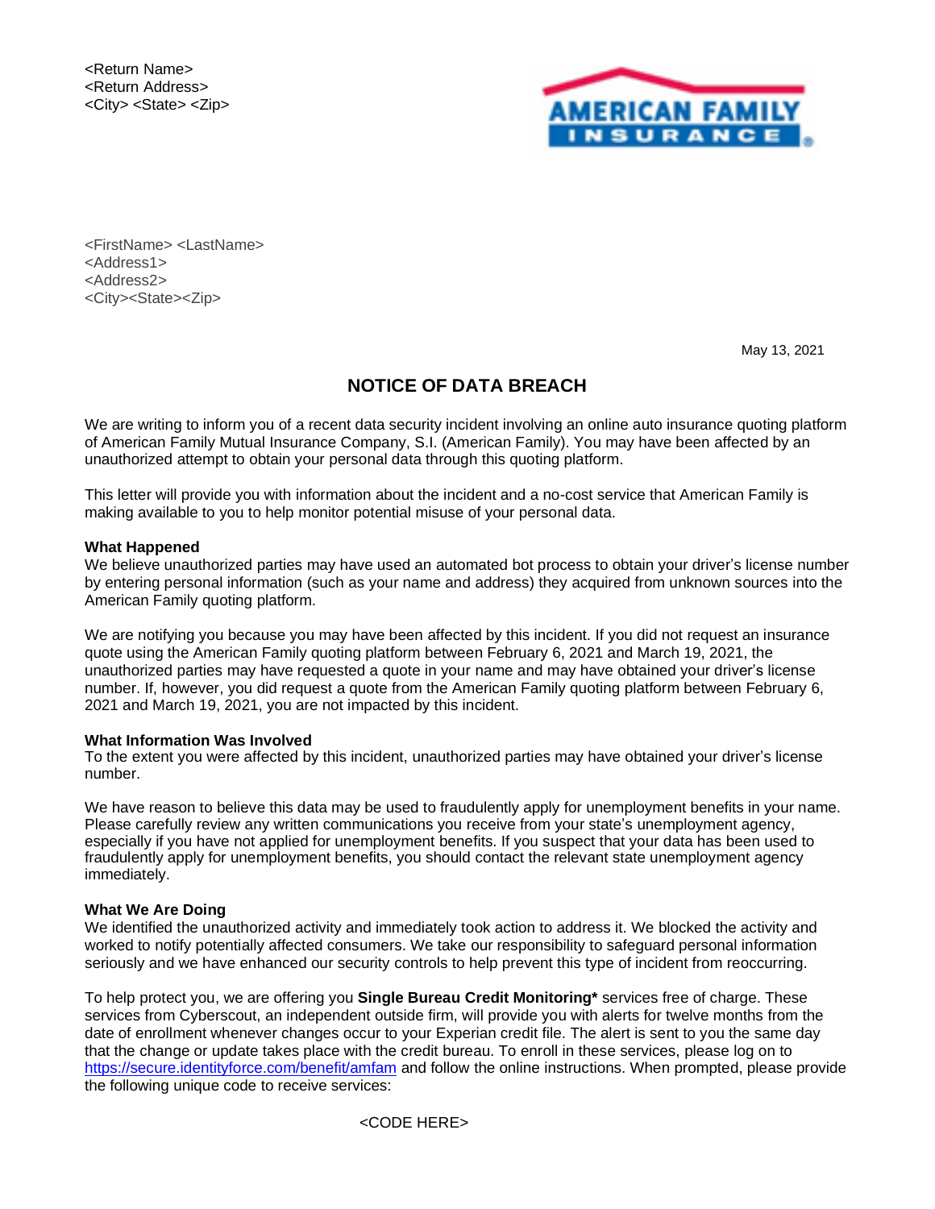<Return Name>
<Return Address>
<City> <State> <Zip>

AMERICAN FAMILY INSURANCE

<FirstName> <LastName>
<Address1>
<Address2>
<City><State><Zip>

May 13, 2021

## NOTICE OF DATA BREACH

We are writing to inform you of a recent data security incident involving an online auto insurance quoting platform of American Family Mutual Insurance Company, S.I. (American Family). You may have been affected by an unauthorized attempt to obtain your personal data through this quoting platform.

This letter will provide you with information about the incident and a no-cost service that American Family is making available to you to help monitor potential misuse of your personal data.

**What Happened**
We believe unauthorized parties may have used an automated bot process to obtain your driver's license number by entering personal information (such as your name and address) they acquired from unknown sources into the American Family quoting platform.

We are notifying you because you may have been affected by this incident. If you did not request an insurance quote using the American Family quoting platform between February 6, 2021 and March 19, 2021, the unauthorized parties may have requested a quote in your name and may have obtained your driver's license number. If, however, you did request a quote from the American Family quoting platform between February 6, 2021 and March 19, 2021, you are not impacted by this incident.

**What Information Was Involved**
To the extent you were affected by this incident, unauthorized parties may have obtained your driver's license number.

We have reason to believe this data may be used to fraudulently apply for unemployment benefits in your name. Please carefully review any written communications you receive from your state's unemployment agency, especially if you have not applied for unemployment benefits. If you suspect that your data has been used to fraudulently apply for unemployment benefits, you should contact the relevant state unemployment agency immediately.

**What We Are Doing**
We identified the unauthorized activity and immediately took action to address it. We blocked the activity and worked to notify potentially affected consumers. We take our responsibility to safeguard personal information seriously and we have enhanced our security controls to help prevent this type of incident from reoccurring.

To help protect you, we are offering you **Single Bureau Credit Monitoring*** services free of charge. These services from Cyberscout, an independent outside firm, will provide you with alerts for twelve months from the date of enrollment whenever changes occur to your Experian credit file. The alert is sent to you the same day that the change or update takes place with the credit bureau. To enroll in these services, please log on to https://secure.identityforce.com/benefit/amfam and follow the online instructions. When prompted, please provide the following unique code to receive services:

<CODE HERE>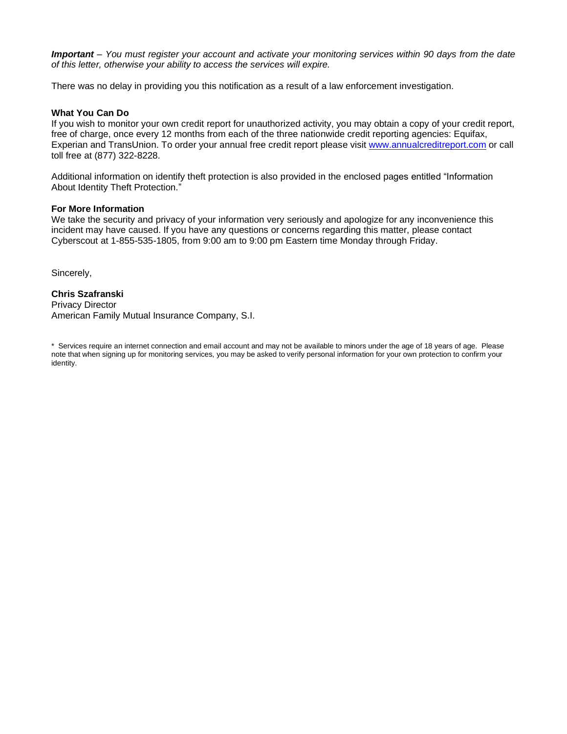***Important*** *– You must register your account and activate your monitoring services within 90 days from the date of this letter, otherwise your ability to access the services will expire.*

There was no delay in providing you this notification as a result of a law enforcement investigation.

**What You Can Do**
If you wish to monitor your own credit report for unauthorized activity, you may obtain a copy of your credit report, free of charge, once every 12 months from each of the three nationwide credit reporting agencies: Equifax, Experian and TransUnion. To order your annual free credit report please visit www.annualcreditreport.com or call toll free at (877) 322-8228.

Additional information on identify theft protection is also provided in the enclosed pages entitled "Information About Identity Theft Protection."

**For More Information**
We take the security and privacy of your information very seriously and apologize for any inconvenience this incident may have caused. If you have any questions or concerns regarding this matter, please contact Cyberscout at 1-855-535-1805, from 9:00 am to 9:00 pm Eastern time Monday through Friday.

Sincerely,

**Chris Szafranski**
Privacy Director
American Family Mutual Insurance Company, S.I.

\* Services require an internet connection and email account and may not be available to minors under the age of 18 years of age. Please note that when signing up for monitoring services, you may be asked to verify personal information for your own protection to confirm your identity.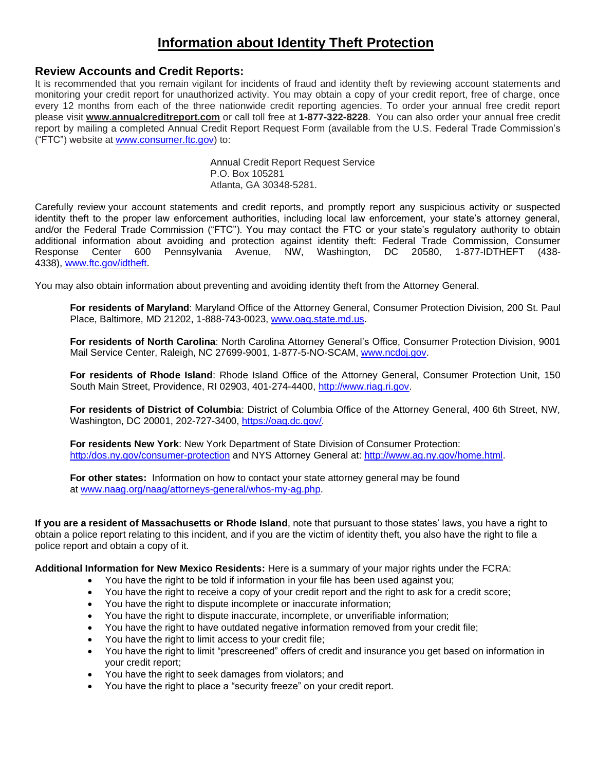# Information about Identity Theft Protection

## Review Accounts and Credit Reports:

It is recommended that you remain vigilant for incidents of fraud and identity theft by reviewing account statements and monitoring your credit report for unauthorized activity. You may obtain a copy of your credit report, free of charge, once every 12 months from each of the three nationwide credit reporting agencies. To order your annual free credit report please visit **www.annualcreditreport.com** or call toll free at **1-877-322-8228**. You can also order your annual free credit report by mailing a completed Annual Credit Report Request Form (available from the U.S. Federal Trade Commission's ("FTC") website at www.consumer.ftc.gov) to:

Annual Credit Report Request Service
P.O. Box 105281
Atlanta, GA 30348-5281.

Carefully review your account statements and credit reports, and promptly report any suspicious activity or suspected identity theft to the proper law enforcement authorities, including local law enforcement, your state's attorney general, and/or the Federal Trade Commission ("FTC"). You may contact the FTC or your state's regulatory authority to obtain additional information about avoiding and protection against identity theft: Federal Trade Commission, Consumer Response Center 600 Pennsylvania Avenue, NW, Washington, DC 20580, 1-877-IDTHEFT (438-4338), www.ftc.gov/idtheft.

You may also obtain information about preventing and avoiding identity theft from the Attorney General.

**For residents of Maryland**: Maryland Office of the Attorney General, Consumer Protection Division, 200 St. Paul Place, Baltimore, MD 21202, 1-888-743-0023, www.oag.state.md.us.

**For residents of North Carolina**: North Carolina Attorney General's Office, Consumer Protection Division, 9001 Mail Service Center, Raleigh, NC 27699-9001, 1-877-5-NO-SCAM, www.ncdoj.gov.

**For residents of Rhode Island**: Rhode Island Office of the Attorney General, Consumer Protection Unit, 150 South Main Street, Providence, RI 02903, 401-274-4400, http://www.riag.ri.gov.

**For residents of District of Columbia**: District of Columbia Office of the Attorney General, 400 6th Street, NW, Washington, DC 20001, 202-727-3400, https://oag.dc.gov/.

**For residents New York**: New York Department of State Division of Consumer Protection: http:/dos.ny.gov/consumer-protection and NYS Attorney General at: http://www.ag.ny.gov/home.html.

**For other states:** Information on how to contact your state attorney general may be found at www.naag.org/naag/attorneys-general/whos-my-ag.php.

**If you are a resident of Massachusetts or Rhode Island**, note that pursuant to those states' laws, you have a right to obtain a police report relating to this incident, and if you are the victim of identity theft, you also have the right to file a police report and obtain a copy of it.

**Additional Information for New Mexico Residents:** Here is a summary of your major rights under the FCRA:

- You have the right to be told if information in your file has been used against you;
- You have the right to receive a copy of your credit report and the right to ask for a credit score;
- You have the right to dispute incomplete or inaccurate information;
- You have the right to dispute inaccurate, incomplete, or unverifiable information;
- You have the right to have outdated negative information removed from your credit file;
- You have the right to limit access to your credit file;
- You have the right to limit "prescreened" offers of credit and insurance you get based on information in your credit report;
- You have the right to seek damages from violators; and
- You have the right to place a "security freeze" on your credit report.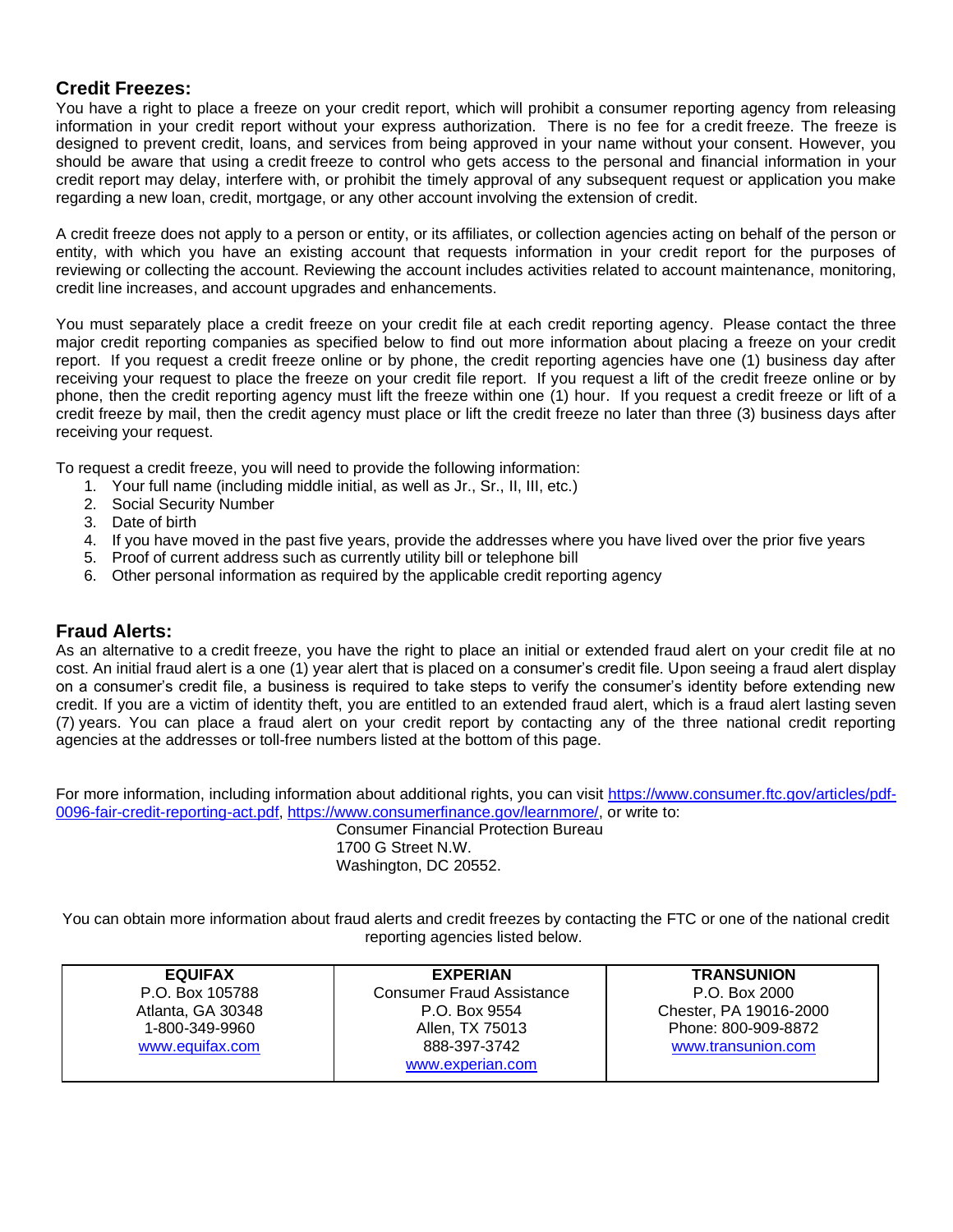## Credit Freezes:

You have a right to place a freeze on your credit report, which will prohibit a consumer reporting agency from releasing information in your credit report without your express authorization. There is no fee for a credit freeze. The freeze is designed to prevent credit, loans, and services from being approved in your name without your consent. However, you should be aware that using a credit freeze to control who gets access to the personal and financial information in your credit report may delay, interfere with, or prohibit the timely approval of any subsequent request or application you make regarding a new loan, credit, mortgage, or any other account involving the extension of credit.

A credit freeze does not apply to a person or entity, or its affiliates, or collection agencies acting on behalf of the person or entity, with which you have an existing account that requests information in your credit report for the purposes of reviewing or collecting the account. Reviewing the account includes activities related to account maintenance, monitoring, credit line increases, and account upgrades and enhancements.

You must separately place a credit freeze on your credit file at each credit reporting agency. Please contact the three major credit reporting companies as specified below to find out more information about placing a freeze on your credit report. If you request a credit freeze online or by phone, the credit reporting agencies have one (1) business day after receiving your request to place the freeze on your credit file report. If you request a lift of the credit freeze online or by phone, then the credit reporting agency must lift the freeze within one (1) hour. If you request a credit freeze or lift of a credit freeze by mail, then the credit agency must place or lift the credit freeze no later than three (3) business days after receiving your request.

To request a credit freeze, you will need to provide the following information:

1. Your full name (including middle initial, as well as Jr., Sr., II, III, etc.)
2. Social Security Number
3. Date of birth
4. If you have moved in the past five years, provide the addresses where you have lived over the prior five years
5. Proof of current address such as currently utility bill or telephone bill
6. Other personal information as required by the applicable credit reporting agency

## Fraud Alerts:

As an alternative to a credit freeze, you have the right to place an initial or extended fraud alert on your credit file at no cost. An initial fraud alert is a one (1) year alert that is placed on a consumer's credit file. Upon seeing a fraud alert display on a consumer's credit file, a business is required to take steps to verify the consumer's identity before extending new credit. If you are a victim of identity theft, you are entitled to an extended fraud alert, which is a fraud alert lasting seven (7) years. You can place a fraud alert on your credit report by contacting any of the three national credit reporting agencies at the addresses or toll-free numbers listed at the bottom of this page.

For more information, including information about additional rights, you can visit https://www.consumer.ftc.gov/articles/pdf-0096-fair-credit-reporting-act.pdf, https://www.consumerfinance.gov/learnmore/, or write to:

Consumer Financial Protection Bureau
1700 G Street N.W.
Washington, DC 20552.

You can obtain more information about fraud alerts and credit freezes by contacting the FTC or one of the national credit reporting agencies listed below.

| EQUIFAX | EXPERIAN | TRANSUNION |
|---|---|---|
| P.O. Box 105788<br>Atlanta, GA 30348<br>1-800-349-9960<br>www.equifax.com | Consumer Fraud Assistance<br>P.O. Box 9554<br>Allen, TX 75013<br>888-397-3742<br>www.experian.com | P.O. Box 2000<br>Chester, PA 19016-2000<br>Phone: 800-909-8872<br>www.transunion.com |